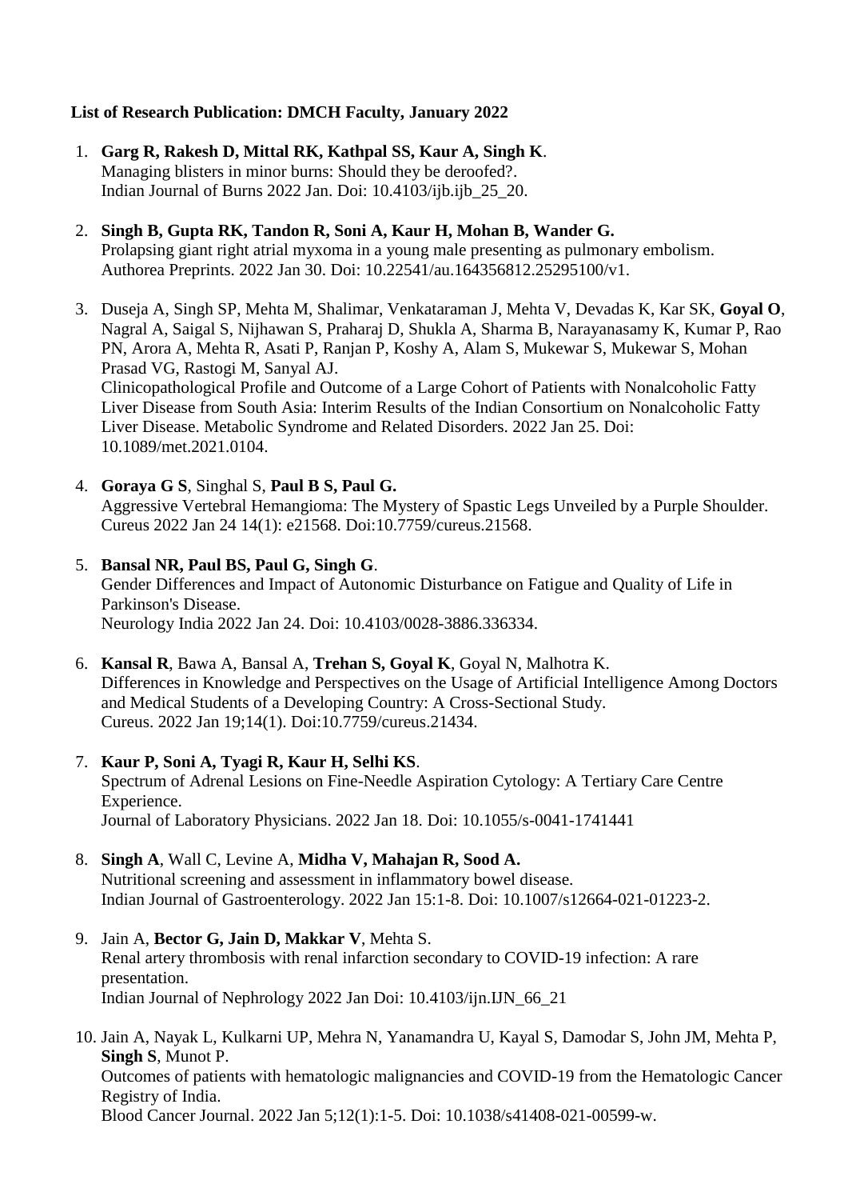**List of Research Publication: DMCH Faculty, January 2022**

1. **Garg R, Rakesh D, Mittal RK, Kathpal SS, Kaur A, Singh K**.
   Managing blisters in minor burns: Should they be deroofed?.
   Indian Journal of Burns 2022 Jan. Doi: 10.4103/ijb.ijb_25_20.

2. **Singh B, Gupta RK, Tandon R, Soni A, Kaur H, Mohan B, Wander G.**
   Prolapsing giant right atrial myxoma in a young male presenting as pulmonary embolism.
   Authorea Preprints. 2022 Jan 30. Doi: 10.22541/au.164356812.25295100/v1.

3. Duseja A, Singh SP, Mehta M, Shalimar, Venkataraman J, Mehta V, Devadas K, Kar SK, **Goyal O**, Nagral A, Saigal S, Nijhawan S, Praharaj D, Shukla A, Sharma B, Narayanasamy K, Kumar P, Rao PN, Arora A, Mehta R, Asati P, Ranjan P, Koshy A, Alam S, Mukewar S, Mukewar S, Mohan Prasad VG, Rastogi M, Sanyal AJ.
   Clinicopathological Profile and Outcome of a Large Cohort of Patients with Nonalcoholic Fatty Liver Disease from South Asia: Interim Results of the Indian Consortium on Nonalcoholic Fatty Liver Disease. Metabolic Syndrome and Related Disorders. 2022 Jan 25. Doi: 10.1089/met.2021.0104.

4. **Goraya G S**, Singhal S, **Paul B S, Paul G.**
   Aggressive Vertebral Hemangioma: The Mystery of Spastic Legs Unveiled by a Purple Shoulder.
   Cureus 2022 Jan 24 14(1): e21568. Doi:10.7759/cureus.21568.

5. **Bansal NR, Paul BS, Paul G, Singh G**.
   Gender Differences and Impact of Autonomic Disturbance on Fatigue and Quality of Life in Parkinson's Disease.
   Neurology India 2022 Jan 24. Doi: 10.4103/0028-3886.336334.

6. **Kansal R**, Bawa A, Bansal A, **Trehan S, Goyal K**, Goyal N, Malhotra K.
   Differences in Knowledge and Perspectives on the Usage of Artificial Intelligence Among Doctors and Medical Students of a Developing Country: A Cross-Sectional Study.
   Cureus. 2022 Jan 19;14(1). Doi:10.7759/cureus.21434.

7. **Kaur P, Soni A, Tyagi R, Kaur H, Selhi KS**.
   Spectrum of Adrenal Lesions on Fine-Needle Aspiration Cytology: A Tertiary Care Centre Experience.
   Journal of Laboratory Physicians. 2022 Jan 18. Doi: 10.1055/s-0041-1741441

8. **Singh A**, Wall C, Levine A, **Midha V, Mahajan R, Sood A.**
   Nutritional screening and assessment in inflammatory bowel disease.
   Indian Journal of Gastroenterology. 2022 Jan 15:1-8. Doi: 10.1007/s12664-021-01223-2.

9. Jain A, **Bector G, Jain D, Makkar V**, Mehta S.
   Renal artery thrombosis with renal infarction secondary to COVID-19 infection: A rare presentation.
   Indian Journal of Nephrology 2022 Jan Doi: 10.4103/ijn.IJN_66_21

10. Jain A, Nayak L, Kulkarni UP, Mehra N, Yanamandra U, Kayal S, Damodar S, John JM, Mehta P, **Singh S**, Munot P.
    Outcomes of patients with hematologic malignancies and COVID-19 from the Hematologic Cancer Registry of India.
    Blood Cancer Journal. 2022 Jan 5;12(1):1-5. Doi: 10.1038/s41408-021-00599-w.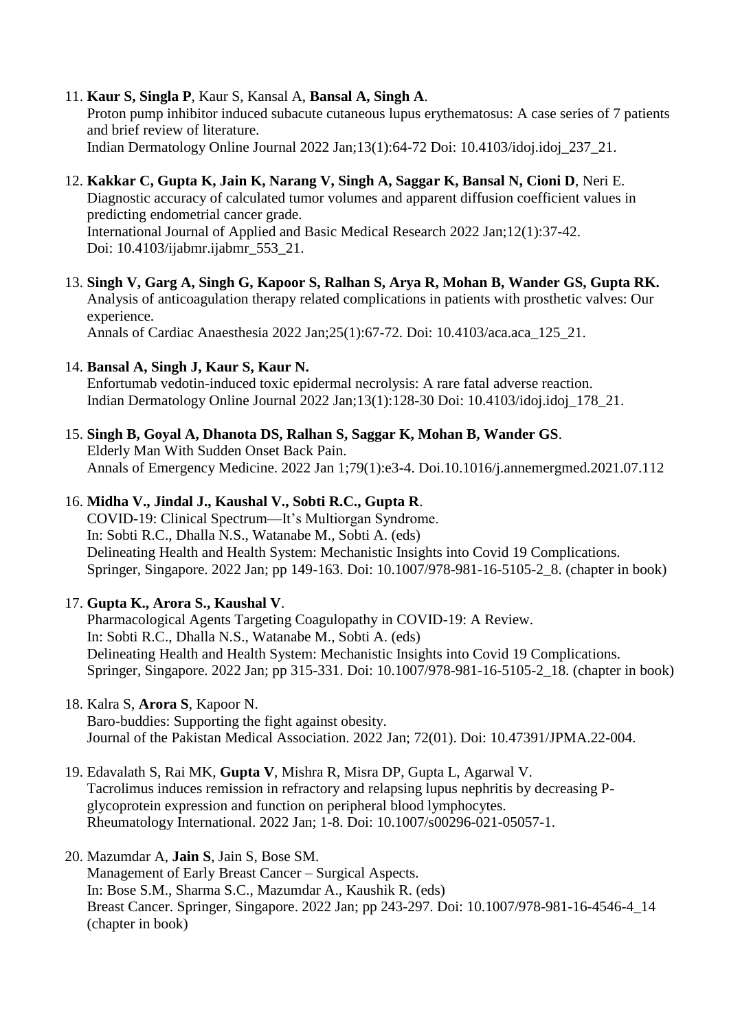11. **Kaur S, Singla P**, Kaur S, Kansal A, **Bansal A, Singh A**.
    Proton pump inhibitor induced subacute cutaneous lupus erythematosus: A case series of 7 patients and brief review of literature.
    Indian Dermatology Online Journal 2022 Jan;13(1):64-72 Doi: 10.4103/idoj.idoj_237_21.

12. **Kakkar C, Gupta K, Jain K, Narang V, Singh A, Saggar K, Bansal N, Cioni D**, Neri E.
    Diagnostic accuracy of calculated tumor volumes and apparent diffusion coefficient values in predicting endometrial cancer grade.
    International Journal of Applied and Basic Medical Research 2022 Jan;12(1):37-42.
    Doi: 10.4103/ijabmr.ijabmr_553_21.

13. **Singh V, Garg A, Singh G, Kapoor S, Ralhan S, Arya R, Mohan B, Wander GS, Gupta RK.**
    Analysis of anticoagulation therapy related complications in patients with prosthetic valves: Our experience.
    Annals of Cardiac Anaesthesia 2022 Jan;25(1):67-72. Doi: 10.4103/aca.aca_125_21.

14. **Bansal A, Singh J, Kaur S, Kaur N.**
    Enfortumab vedotin-induced toxic epidermal necrolysis: A rare fatal adverse reaction.
    Indian Dermatology Online Journal 2022 Jan;13(1):128-30 Doi: 10.4103/idoj.idoj_178_21.

15. **Singh B, Goyal A, Dhanota DS, Ralhan S, Saggar K, Mohan B, Wander GS**.
    Elderly Man With Sudden Onset Back Pain.
    Annals of Emergency Medicine. 2022 Jan 1;79(1):e3-4. Doi.10.1016/j.annemergmed.2021.07.112

16. **Midha V., Jindal J., Kaushal V., Sobti R.C., Gupta R**.
    COVID-19: Clinical Spectrum—It's Multiorgan Syndrome.
    In: Sobti R.C., Dhalla N.S., Watanabe M., Sobti A. (eds)
    Delineating Health and Health System: Mechanistic Insights into Covid 19 Complications.
    Springer, Singapore. 2022 Jan; pp 149-163. Doi: 10.1007/978-981-16-5105-2_8. (chapter in book)

17. **Gupta K., Arora S., Kaushal V**.
    Pharmacological Agents Targeting Coagulopathy in COVID-19: A Review.
    In: Sobti R.C., Dhalla N.S., Watanabe M., Sobti A. (eds)
    Delineating Health and Health System: Mechanistic Insights into Covid 19 Complications.
    Springer, Singapore. 2022 Jan; pp 315-331. Doi: 10.1007/978-981-16-5105-2_18. (chapter in book)

18. Kalra S, **Arora S**, Kapoor N.
    Baro-buddies: Supporting the fight against obesity.
    Journal of the Pakistan Medical Association. 2022 Jan; 72(01). Doi: 10.47391/JPMA.22-004.

19. Edavalath S, Rai MK, **Gupta V**, Mishra R, Misra DP, Gupta L, Agarwal V.
    Tacrolimus induces remission in refractory and relapsing lupus nephritis by decreasing P-glycoprotein expression and function on peripheral blood lymphocytes.
    Rheumatology International. 2022 Jan; 1-8. Doi: 10.1007/s00296-021-05057-1.

20. Mazumdar A, **Jain S**, Jain S, Bose SM.
    Management of Early Breast Cancer – Surgical Aspects.
    In: Bose S.M., Sharma S.C., Mazumdar A., Kaushik R. (eds)
    Breast Cancer. Springer, Singapore. 2022 Jan; pp 243-297. Doi: 10.1007/978-981-16-4546-4_14 (chapter in book)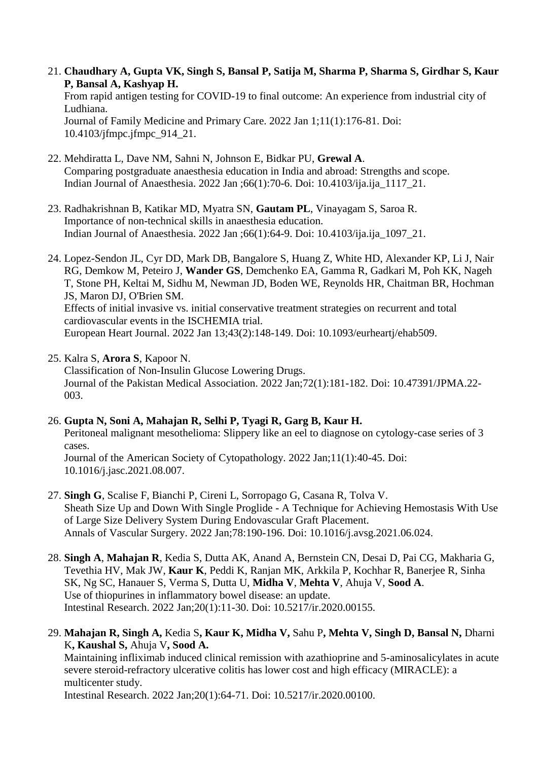21. **Chaudhary A, Gupta VK, Singh S, Bansal P, Satija M, Sharma P, Sharma S, Girdhar S, Kaur P, Bansal A, Kashyap H.**
    From rapid antigen testing for COVID-19 to final outcome: An experience from industrial city of Ludhiana.
    Journal of Family Medicine and Primary Care. 2022 Jan 1;11(1):176-81. Doi: 10.4103/jfmpc.jfmpc_914_21.

22. Mehdiratta L, Dave NM, Sahni N, Johnson E, Bidkar PU, **Grewal A**.
    Comparing postgraduate anaesthesia education in India and abroad: Strengths and scope.
    Indian Journal of Anaesthesia. 2022 Jan ;66(1):70-6. Doi: 10.4103/ija.ija_1117_21.

23. Radhakrishnan B, Katikar MD, Myatra SN, **Gautam PL**, Vinayagam S, Saroa R.
    Importance of non-technical skills in anaesthesia education.
    Indian Journal of Anaesthesia. 2022 Jan ;66(1):64-9. Doi: 10.4103/ija.ija_1097_21.

24. Lopez-Sendon JL, Cyr DD, Mark DB, Bangalore S, Huang Z, White HD, Alexander KP, Li J, Nair RG, Demkow M, Peteiro J, **Wander GS**, Demchenko EA, Gamma R, Gadkari M, Poh KK, Nageh T, Stone PH, Keltai M, Sidhu M, Newman JD, Boden WE, Reynolds HR, Chaitman BR, Hochman JS, Maron DJ, O'Brien SM.
    Effects of initial invasive vs. initial conservative treatment strategies on recurrent and total cardiovascular events in the ISCHEMIA trial.
    European Heart Journal. 2022 Jan 13;43(2):148-149. Doi: 10.1093/eurheartj/ehab509.

25. Kalra S, **Arora S**, Kapoor N.
    Classification of Non-Insulin Glucose Lowering Drugs.
    Journal of the Pakistan Medical Association. 2022 Jan;72(1):181-182. Doi: 10.47391/JPMA.22-003.

26. **Gupta N, Soni A, Mahajan R, Selhi P, Tyagi R, Garg B, Kaur H.**
    Peritoneal malignant mesothelioma: Slippery like an eel to diagnose on cytology-case series of 3 cases.
    Journal of the American Society of Cytopathology. 2022 Jan;11(1):40-45. Doi: 10.1016/j.jasc.2021.08.007.

27. **Singh G**, Scalise F, Bianchi P, Cireni L, Sorropago G, Casana R, Tolva V.
    Sheath Size Up and Down With Single Proglide - A Technique for Achieving Hemostasis With Use of Large Size Delivery System During Endovascular Graft Placement.
    Annals of Vascular Surgery. 2022 Jan;78:190-196. Doi: 10.1016/j.avsg.2021.06.024.

28. **Singh A**, **Mahajan R**, Kedia S, Dutta AK, Anand A, Bernstein CN, Desai D, Pai CG, Makharia G, Tevethia HV, Mak JW, **Kaur K**, Peddi K, Ranjan MK, Arkkila P, Kochhar R, Banerjee R, Sinha SK, Ng SC, Hanauer S, Verma S, Dutta U, **Midha V**, **Mehta V**, Ahuja V, **Sood A**.
    Use of thiopurines in inflammatory bowel disease: an update.
    Intestinal Research. 2022 Jan;20(1):11-30. Doi: 10.5217/ir.2020.00155.

29. **Mahajan R, Singh A,** Kedia S**, Kaur K, Midha V,** Sahu P**, Mehta V, Singh D, Bansal N,** Dharni K**, Kaushal S,** Ahuja V**, Sood A.**
    Maintaining infliximab induced clinical remission with azathioprine and 5-aminosalicylates in acute severe steroid-refractory ulcerative colitis has lower cost and high efficacy (MIRACLE): a multicenter study.
    Intestinal Research. 2022 Jan;20(1):64-71. Doi: 10.5217/ir.2020.00100.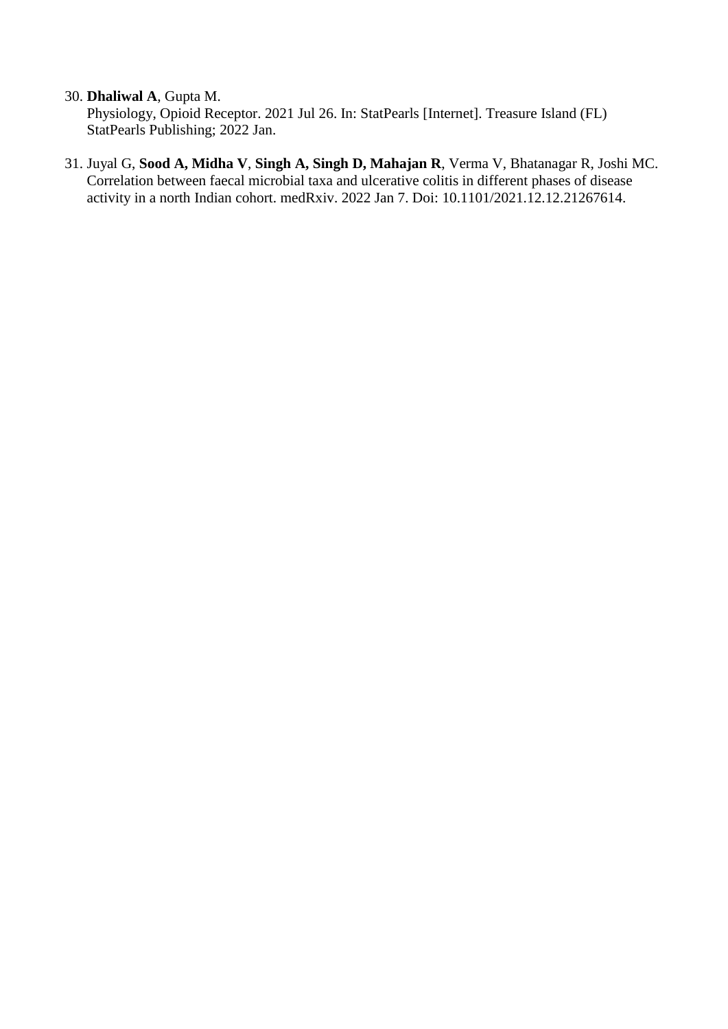30. **Dhaliwal A**, Gupta M.
    Physiology, Opioid Receptor. 2021 Jul 26. In: StatPearls [Internet]. Treasure Island (FL) StatPearls Publishing; 2022 Jan.

31. Juyal G, **Sood A, Midha V**, **Singh A, Singh D, Mahajan R**, Verma V, Bhatanagar R, Joshi MC. Correlation between faecal microbial taxa and ulcerative colitis in different phases of disease activity in a north Indian cohort. medRxiv. 2022 Jan 7. Doi: 10.1101/2021.12.12.21267614.